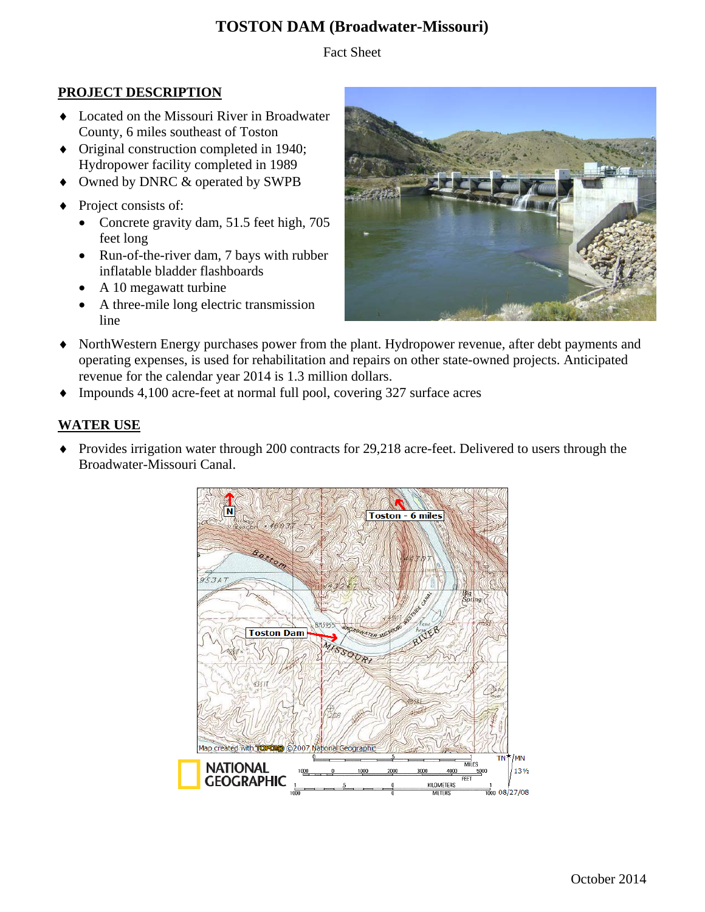# TOSTON DAM (Broadwater-Missouri)

Fact Sheet

## PROJECT DESCRIPTION

- Located on the Missouri River in Broadwater County, 6 miles southeast of Toston
- Original construction completed in 1940; Hydropower facility completed in 1989
- Owned by DNRC & operated by SWPB
- Project consists of:
  - Concrete gravity dam, 51.5 feet high, 705 feet long
  - Run-of-the-river dam, 7 bays with rubber inflatable bladder flashboards
  - A 10 megawatt turbine
  - A three-mile long electric transmission line
- NorthWestern Energy purchases power from the plant. Hydropower revenue, after debt payments and operating expenses, is used for rehabilitation and repairs on other state-owned projects. Anticipated revenue for the calendar year 2014 is 1.3 million dollars.
- Impounds 4,100 acre-feet at normal full pool, covering 327 surface acres

## WATER USE

- Provides irrigation water through 200 contracts for 29,218 acre-feet. Delivered to users through the Broadwater-Missouri Canal.

October 2014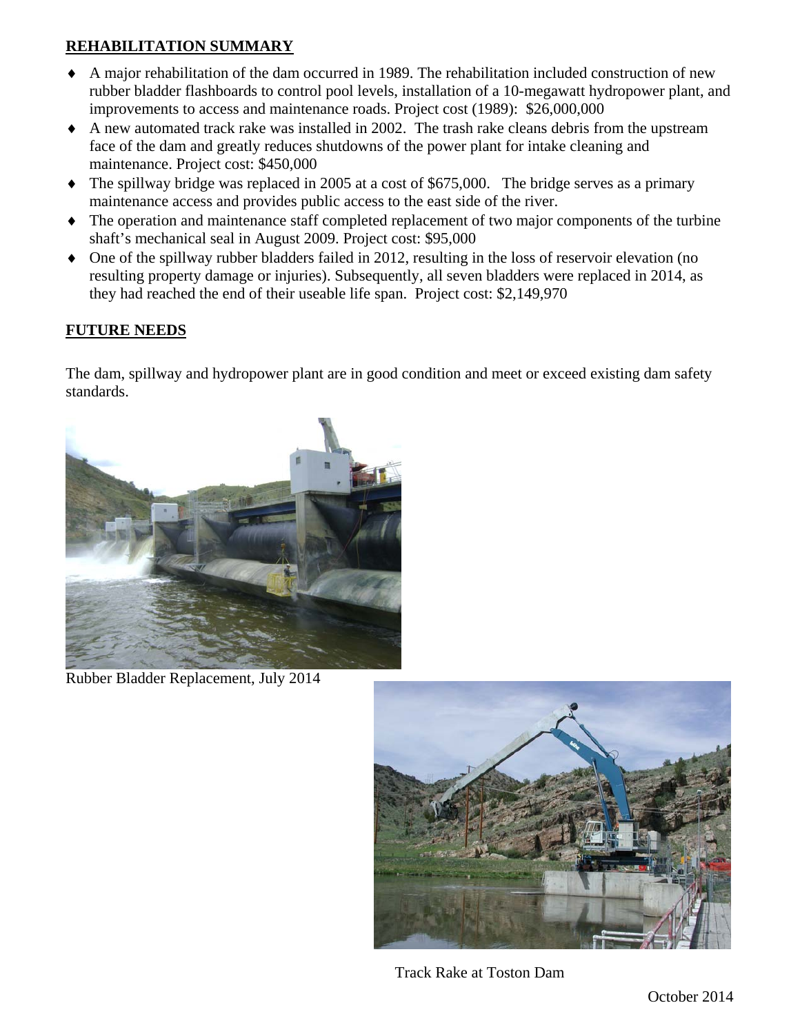## REHABILITATION SUMMARY

- A major rehabilitation of the dam occurred in 1989. The rehabilitation included construction of new rubber bladder flashboards to control pool levels, installation of a 10-megawatt hydropower plant, and improvements to access and maintenance roads. Project cost (1989): $26,000,000
- A new automated track rake was installed in 2002. The trash rake cleans debris from the upstream face of the dam and greatly reduces shutdowns of the power plant for intake cleaning and maintenance. Project cost: $450,000
- The spillway bridge was replaced in 2005 at a cost of $675,000. The bridge serves as a primary maintenance access and provides public access to the east side of the river.
- The operation and maintenance staff completed replacement of two major components of the turbine shaft's mechanical seal in August 2009. Project cost: $95,000
- One of the spillway rubber bladders failed in 2012, resulting in the loss of reservoir elevation (no resulting property damage or injuries). Subsequently, all seven bladders were replaced in 2014, as they had reached the end of their useable life span. Project cost: $2,149,970

## FUTURE NEEDS

The dam, spillway and hydropower plant are in good condition and meet or exceed existing dam safety standards.

Rubber Bladder Replacement, July 2014

Track Rake at Toston Dam

October 2014